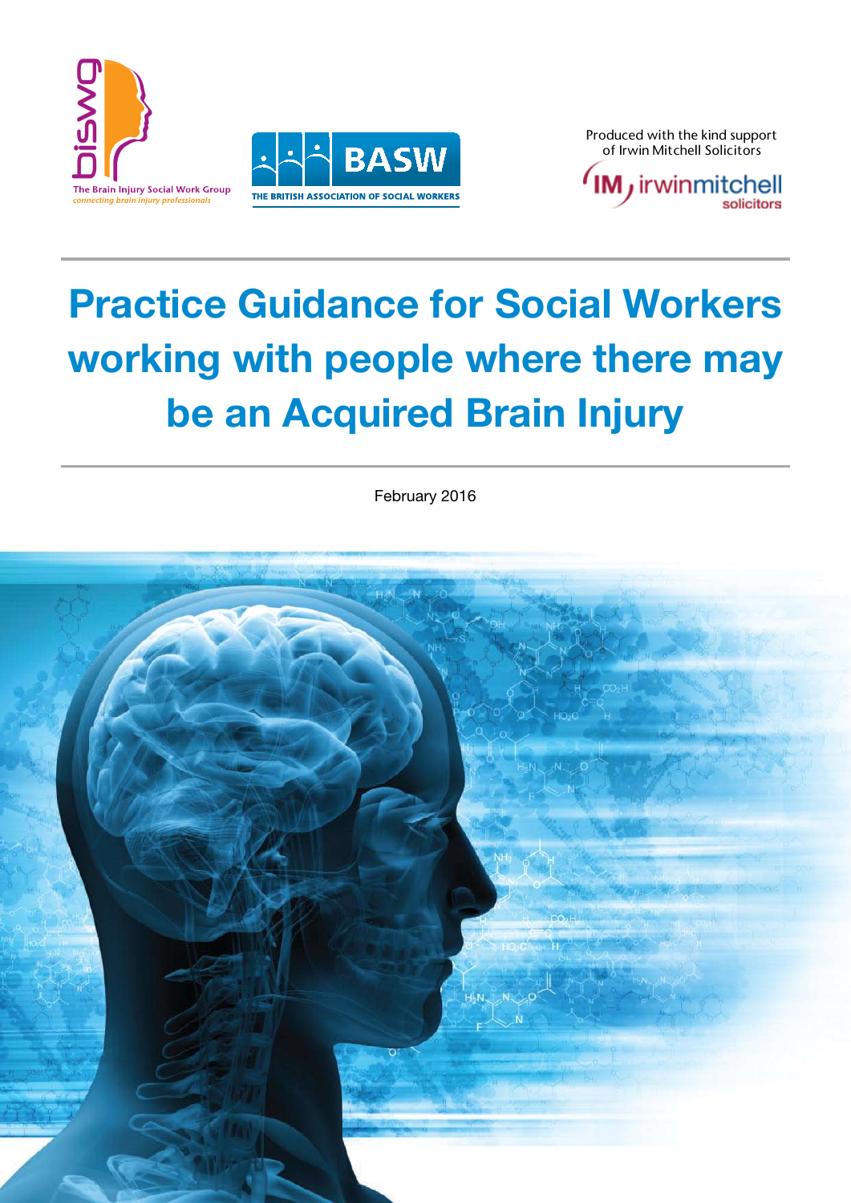The Brain Injury Social Work Group
*connecting brain injury professionals*

BASW
THE BRITISH ASSOCIATION OF SOCIAL WORKERS

Produced with the kind support of Irwin Mitchell Solicitors

# Practice Guidance for Social Workers working with people where there may be an Acquired Brain Injury

February 2016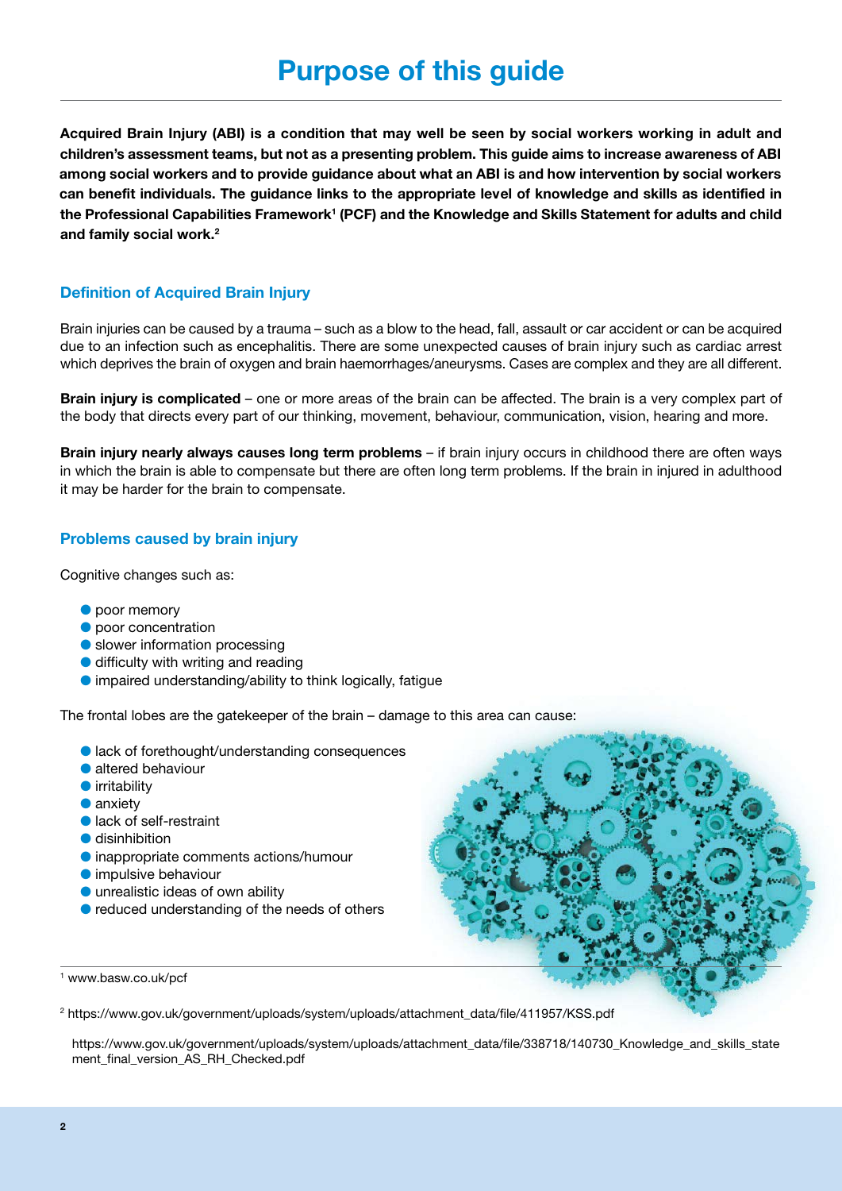# Purpose of this guide

**Acquired Brain Injury (ABI) is a condition that may well be seen by social workers working in adult and children's assessment teams, but not as a presenting problem. This guide aims to increase awareness of ABI among social workers and to provide guidance about what an ABI is and how intervention by social workers can benefit individuals. The guidance links to the appropriate level of knowledge and skills as identified in the Professional Capabilities Framework[1] (PCF) and the Knowledge and Skills Statement for adults and child and family social work.[2]**

## Definition of Acquired Brain Injury

Brain injuries can be caused by a trauma – such as a blow to the head, fall, assault or car accident or can be acquired due to an infection such as encephalitis. There are some unexpected causes of brain injury such as cardiac arrest which deprives the brain of oxygen and brain haemorrhages/aneurysms. Cases are complex and they are all different.

**Brain injury is complicated** – one or more areas of the brain can be affected. The brain is a very complex part of the body that directs every part of our thinking, movement, behaviour, communication, vision, hearing and more.

**Brain injury nearly always causes long term problems** – if brain injury occurs in childhood there are often ways in which the brain is able to compensate but there are often long term problems. If the brain in injured in adulthood it may be harder for the brain to compensate.

## Problems caused by brain injury

Cognitive changes such as:

- poor memory
- poor concentration
- slower information processing
- difficulty with writing and reading
- impaired understanding/ability to think logically, fatigue

The frontal lobes are the gatekeeper of the brain – damage to this area can cause:

- lack of forethought/understanding consequences
- altered behaviour
- irritability
- anxiety
- lack of self-restraint
- disinhibition
- inappropriate comments actions/humour
- impulsive behaviour
- unrealistic ideas of own ability
- reduced understanding of the needs of others

[1] www.basw.co.uk/pcf

[2] https://www.gov.uk/government/uploads/system/uploads/attachment_data/file/411957/KSS.pdf

https://www.gov.uk/government/uploads/system/uploads/attachment_data/file/338718/140730_Knowledge_and_skills_statement_final_version_AS_RH_Checked.pdf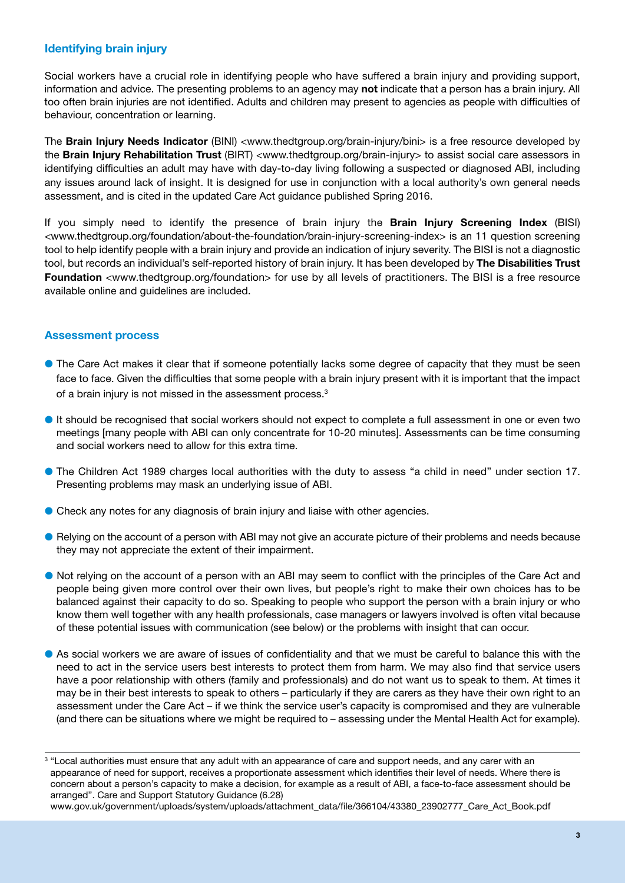## Identifying brain injury

Social workers have a crucial role in identifying people who have suffered a brain injury and providing support, information and advice. The presenting problems to an agency may **not** indicate that a person has a brain injury. All too often brain injuries are not identified. Adults and children may present to agencies as people with difficulties of behaviour, concentration or learning.

The **Brain Injury Needs Indicator** (BINI) <www.thedtgroup.org/brain-injury/bini> is a free resource developed by the **Brain Injury Rehabilitation Trust** (BIRT) <www.thedtgroup.org/brain-injury> to assist social care assessors in identifying difficulties an adult may have with day-to-day living following a suspected or diagnosed ABI, including any issues around lack of insight. It is designed for use in conjunction with a local authority's own general needs assessment, and is cited in the updated Care Act guidance published Spring 2016.

If you simply need to identify the presence of brain injury the **Brain Injury Screening Index** (BISI) <www.thedtgroup.org/foundation/about-the-foundation/brain-injury-screening-index> is an 11 question screening tool to help identify people with a brain injury and provide an indication of injury severity. The BISI is not a diagnostic tool, but records an individual's self-reported history of brain injury. It has been developed by **The Disabilities Trust Foundation** <www.thedtgroup.org/foundation> for use by all levels of practitioners. The BISI is a free resource available online and guidelines are included.

## Assessment process

- The Care Act makes it clear that if someone potentially lacks some degree of capacity that they must be seen face to face. Given the difficulties that some people with a brain injury present with it is important that the impact of a brain injury is not missed in the assessment process.[3]
- It should be recognised that social workers should not expect to complete a full assessment in one or even two meetings [many people with ABI can only concentrate for 10-20 minutes]. Assessments can be time consuming and social workers need to allow for this extra time.
- The Children Act 1989 charges local authorities with the duty to assess "a child in need" under section 17. Presenting problems may mask an underlying issue of ABI.
- Check any notes for any diagnosis of brain injury and liaise with other agencies.
- Relying on the account of a person with ABI may not give an accurate picture of their problems and needs because they may not appreciate the extent of their impairment.
- Not relying on the account of a person with an ABI may seem to conflict with the principles of the Care Act and people being given more control over their own lives, but people's right to make their own choices has to be balanced against their capacity to do so. Speaking to people who support the person with a brain injury or who know them well together with any health professionals, case managers or lawyers involved is often vital because of these potential issues with communication (see below) or the problems with insight that can occur.
- As social workers we are aware of issues of confidentiality and that we must be careful to balance this with the need to act in the service users best interests to protect them from harm. We may also find that service users have a poor relationship with others (family and professionals) and do not want us to speak to them. At times it may be in their best interests to speak to others – particularly if they are carers as they have their own right to an assessment under the Care Act – if we think the service user's capacity is compromised and they are vulnerable (and there can be situations where we might be required to – assessing under the Mental Health Act for example).

---

[3] "Local authorities must ensure that any adult with an appearance of care and support needs, and any carer with an appearance of need for support, receives a proportionate assessment which identifies their level of needs. Where there is concern about a person's capacity to make a decision, for example as a result of ABI, a face-to-face assessment should be arranged". Care and Support Statutory Guidance (6.28)
www.gov.uk/government/uploads/system/uploads/attachment_data/file/366104/43380_23902777_Care_Act_Book.pdf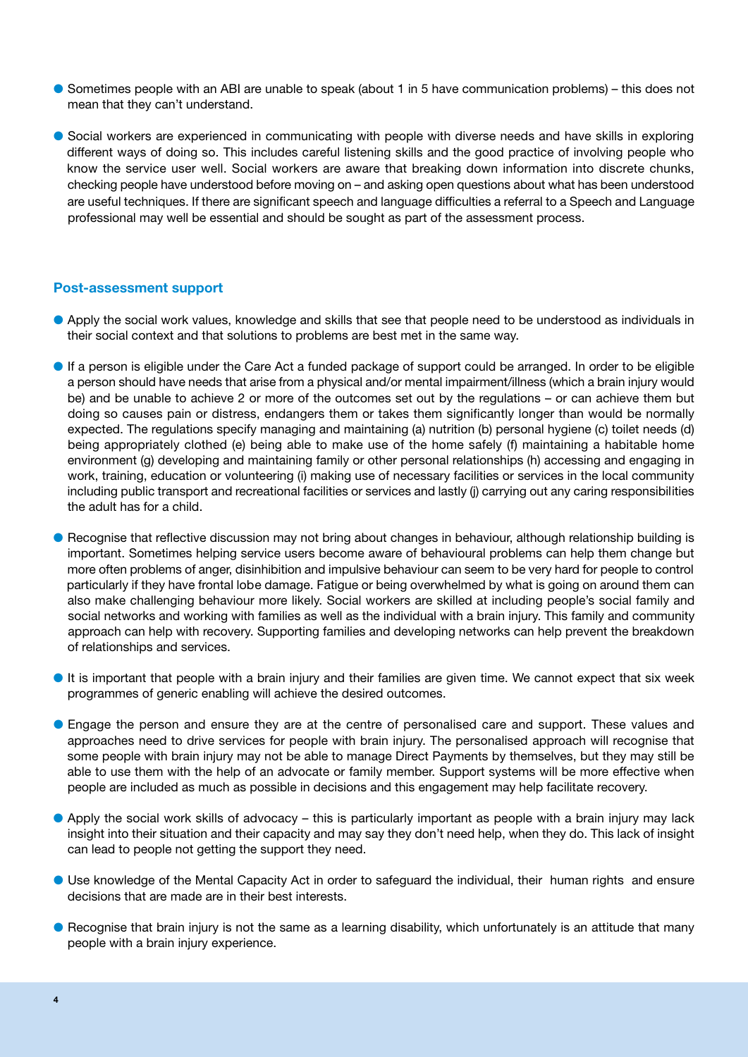- Sometimes people with an ABI are unable to speak (about 1 in 5 have communication problems) – this does not mean that they can't understand.

- Social workers are experienced in communicating with people with diverse needs and have skills in exploring different ways of doing so. This includes careful listening skills and the good practice of involving people who know the service user well. Social workers are aware that breaking down information into discrete chunks, checking people have understood before moving on – and asking open questions about what has been understood are useful techniques. If there are significant speech and language difficulties a referral to a Speech and Language professional may well be essential and should be sought as part of the assessment process.

## Post-assessment support

- Apply the social work values, knowledge and skills that see that people need to be understood as individuals in their social context and that solutions to problems are best met in the same way.

- If a person is eligible under the Care Act a funded package of support could be arranged. In order to be eligible a person should have needs that arise from a physical and/or mental impairment/illness (which a brain injury would be) and be unable to achieve 2 or more of the outcomes set out by the regulations – or can achieve them but doing so causes pain or distress, endangers them or takes them significantly longer than would be normally expected. The regulations specify managing and maintaining (a) nutrition (b) personal hygiene (c) toilet needs (d) being appropriately clothed (e) being able to make use of the home safely (f) maintaining a habitable home environment (g) developing and maintaining family or other personal relationships (h) accessing and engaging in work, training, education or volunteering (i) making use of necessary facilities or services in the local community including public transport and recreational facilities or services and lastly (j) carrying out any caring responsibilities the adult has for a child.

- Recognise that reflective discussion may not bring about changes in behaviour, although relationship building is important. Sometimes helping service users become aware of behavioural problems can help them change but more often problems of anger, disinhibition and impulsive behaviour can seem to be very hard for people to control particularly if they have frontal lobe damage. Fatigue or being overwhelmed by what is going on around them can also make challenging behaviour more likely. Social workers are skilled at including people's social family and social networks and working with families as well as the individual with a brain injury. This family and community approach can help with recovery. Supporting families and developing networks can help prevent the breakdown of relationships and services.

- It is important that people with a brain injury and their families are given time. We cannot expect that six week programmes of generic enabling will achieve the desired outcomes.

- Engage the person and ensure they are at the centre of personalised care and support. These values and approaches need to drive services for people with brain injury. The personalised approach will recognise that some people with brain injury may not be able to manage Direct Payments by themselves, but they may still be able to use them with the help of an advocate or family member. Support systems will be more effective when people are included as much as possible in decisions and this engagement may help facilitate recovery.

- Apply the social work skills of advocacy – this is particularly important as people with a brain injury may lack insight into their situation and their capacity and may say they don't need help, when they do. This lack of insight can lead to people not getting the support they need.

- Use knowledge of the Mental Capacity Act in order to safeguard the individual, their human rights and ensure decisions that are made are in their best interests.

- Recognise that brain injury is not the same as a learning disability, which unfortunately is an attitude that many people with a brain injury experience.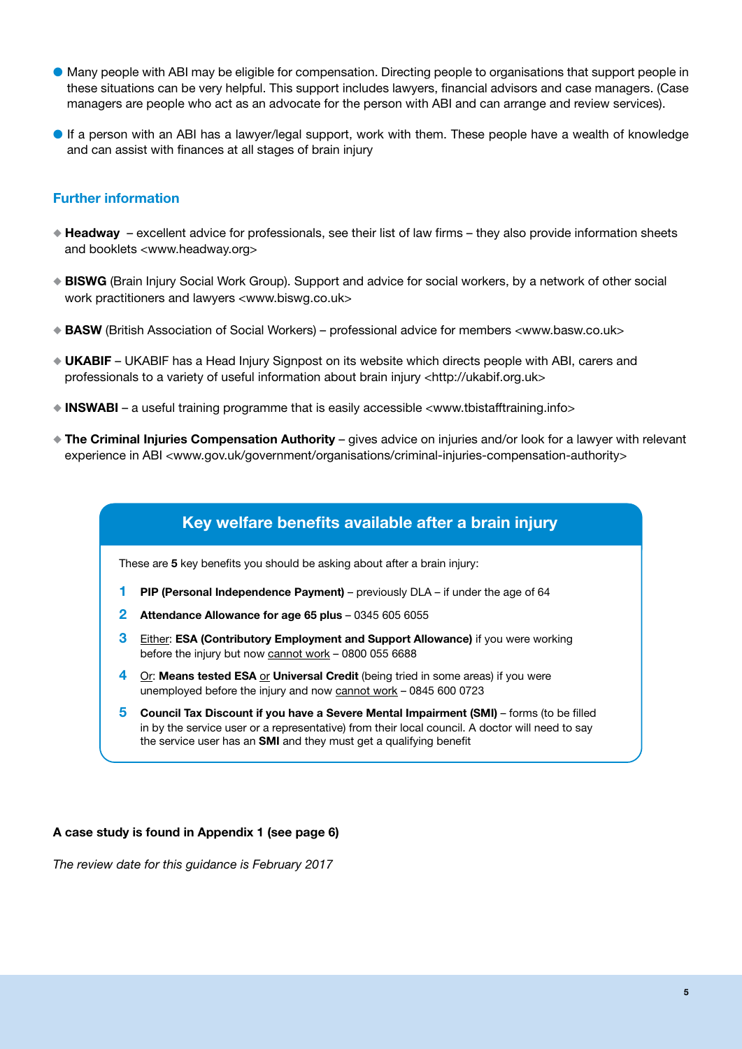- Many people with ABI may be eligible for compensation. Directing people to organisations that support people in these situations can be very helpful. This support includes lawyers, financial advisors and case managers. (Case managers are people who act as an advocate for the person with ABI and can arrange and review services).
- If a person with an ABI has a lawyer/legal support, work with them. These people have a wealth of knowledge and can assist with finances at all stages of brain injury

## Further information

- **Headway** – excellent advice for professionals, see their list of law firms – they also provide information sheets and booklets <www.headway.org>
- **BISWG** (Brain Injury Social Work Group). Support and advice for social workers, by a network of other social work practitioners and lawyers <www.biswg.co.uk>
- **BASW** (British Association of Social Workers) – professional advice for members <www.basw.co.uk>
- **UKABIF** – UKABIF has a Head Injury Signpost on its website which directs people with ABI, carers and professionals to a variety of useful information about brain injury <http://ukabif.org.uk>
- **INSWABI** – a useful training programme that is easily accessible <www.tbistafftraining.info>
- **The Criminal Injuries Compensation Authority** – gives advice on injuries and/or look for a lawyer with relevant experience in ABI <www.gov.uk/government/organisations/criminal-injuries-compensation-authority>

### Key welfare benefits available after a brain injury

These are **5** key benefits you should be asking about after a brain injury:

1. **PIP (Personal Independence Payment)** – previously DLA – if under the age of 64
2. **Attendance Allowance for age 65 plus** – 0345 605 6055
3. Either: **ESA (Contributory Employment and Support Allowance)** if you were working before the injury but now cannot work – 0800 055 6688
4. Or: **Means tested ESA** or **Universal Credit** (being tried in some areas) if you were unemployed before the injury and now cannot work – 0845 600 0723
5. **Council Tax Discount if you have a Severe Mental Impairment (SMI)** – forms (to be filled in by the service user or a representative) from their local council. A doctor will need to say the service user has an **SMI** and they must get a qualifying benefit

**A case study is found in Appendix 1 (see page 6)**

*The review date for this guidance is February 2017*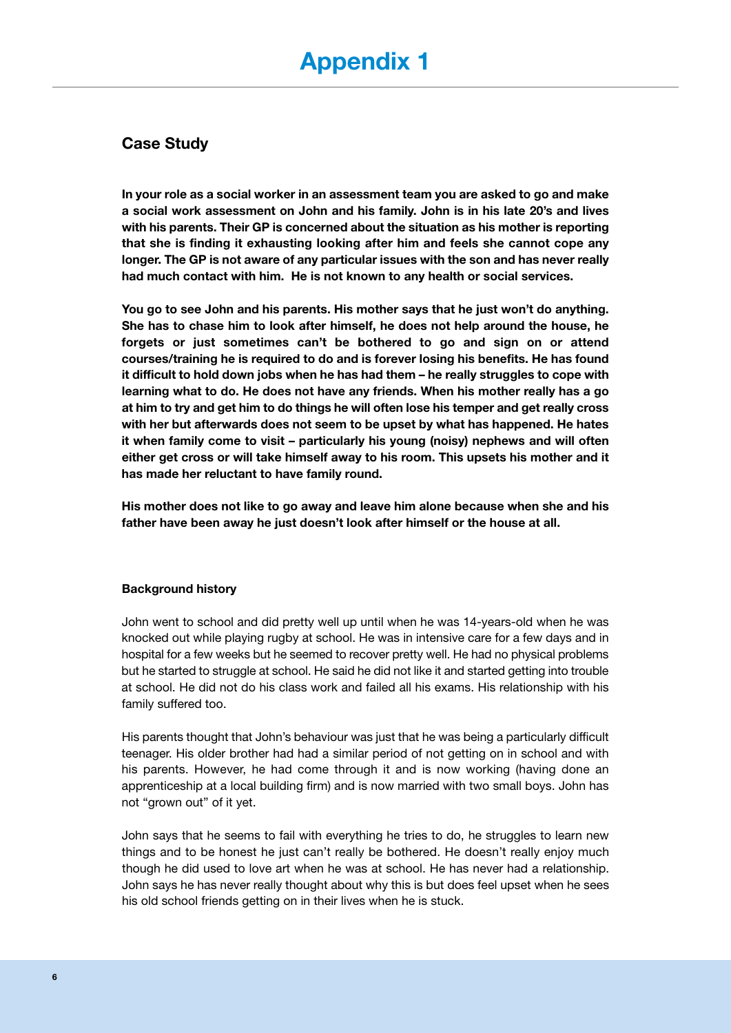# Appendix 1

## Case Study

**In your role as a social worker in an assessment team you are asked to go and make a social work assessment on John and his family. John is in his late 20's and lives with his parents. Their GP is concerned about the situation as his mother is reporting that she is finding it exhausting looking after him and feels she cannot cope any longer. The GP is not aware of any particular issues with the son and has never really had much contact with him. He is not known to any health or social services.**

**You go to see John and his parents. His mother says that he just won't do anything. She has to chase him to look after himself, he does not help around the house, he forgets or just sometimes can't be bothered to go and sign on or attend courses/training he is required to do and is forever losing his benefits. He has found it difficult to hold down jobs when he has had them – he really struggles to cope with learning what to do. He does not have any friends. When his mother really has a go at him to try and get him to do things he will often lose his temper and get really cross with her but afterwards does not seem to be upset by what has happened. He hates it when family come to visit – particularly his young (noisy) nephews and will often either get cross or will take himself away to his room. This upsets his mother and it has made her reluctant to have family round.**

**His mother does not like to go away and leave him alone because when she and his father have been away he just doesn't look after himself or the house at all.**

#### Background history

John went to school and did pretty well up until when he was 14-years-old when he was knocked out while playing rugby at school. He was in intensive care for a few days and in hospital for a few weeks but he seemed to recover pretty well. He had no physical problems but he started to struggle at school. He said he did not like it and started getting into trouble at school. He did not do his class work and failed all his exams. His relationship with his family suffered too.

His parents thought that John's behaviour was just that he was being a particularly difficult teenager. His older brother had had a similar period of not getting on in school and with his parents. However, he had come through it and is now working (having done an apprenticeship at a local building firm) and is now married with two small boys. John has not "grown out" of it yet.

John says that he seems to fail with everything he tries to do, he struggles to learn new things and to be honest he just can't really be bothered. He doesn't really enjoy much though he did used to love art when he was at school. He has never had a relationship. John says he has never really thought about why this is but does feel upset when he sees his old school friends getting on in their lives when he is stuck.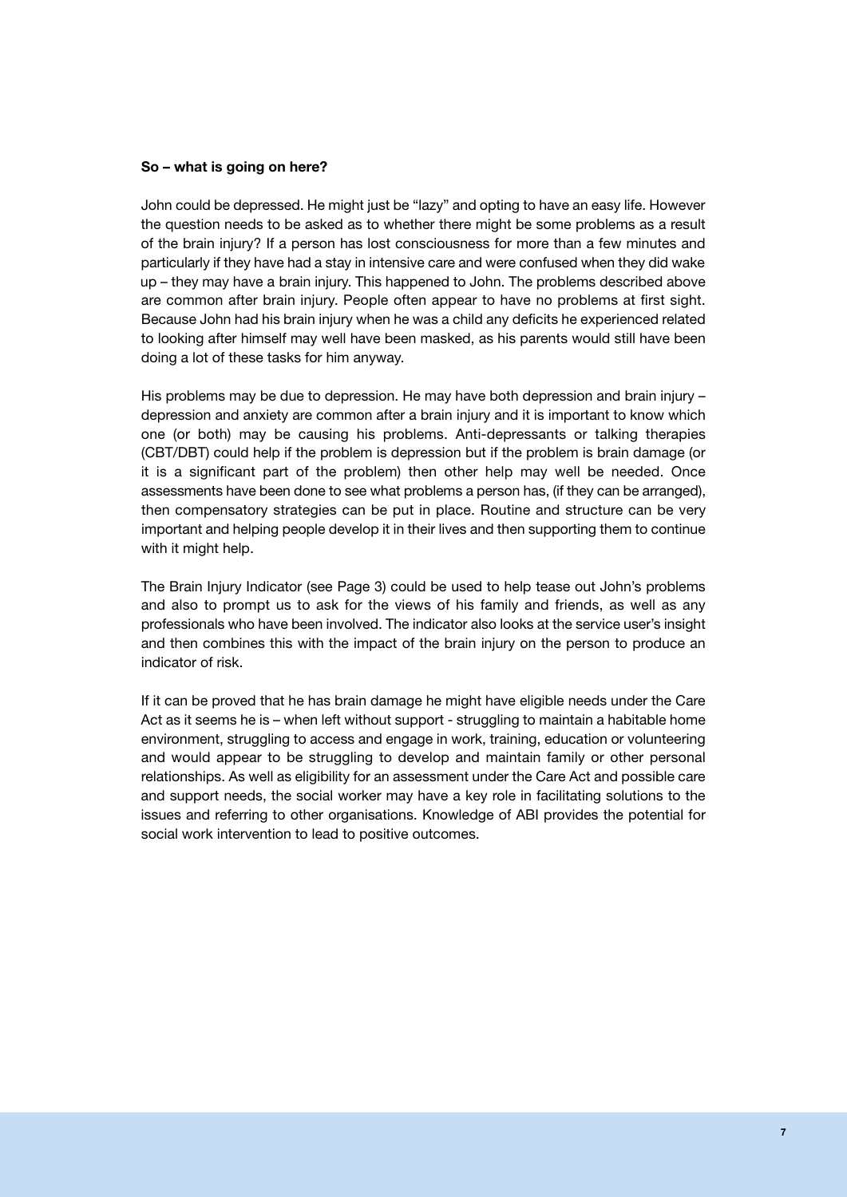**So – what is going on here?**

John could be depressed. He might just be "lazy" and opting to have an easy life. However the question needs to be asked as to whether there might be some problems as a result of the brain injury? If a person has lost consciousness for more than a few minutes and particularly if they have had a stay in intensive care and were confused when they did wake up – they may have a brain injury. This happened to John. The problems described above are common after brain injury. People often appear to have no problems at first sight. Because John had his brain injury when he was a child any deficits he experienced related to looking after himself may well have been masked, as his parents would still have been doing a lot of these tasks for him anyway.

His problems may be due to depression. He may have both depression and brain injury – depression and anxiety are common after a brain injury and it is important to know which one (or both) may be causing his problems. Anti-depressants or talking therapies (CBT/DBT) could help if the problem is depression but if the problem is brain damage (or it is a significant part of the problem) then other help may well be needed. Once assessments have been done to see what problems a person has, (if they can be arranged), then compensatory strategies can be put in place. Routine and structure can be very important and helping people develop it in their lives and then supporting them to continue with it might help.

The Brain Injury Indicator (see Page 3) could be used to help tease out John's problems and also to prompt us to ask for the views of his family and friends, as well as any professionals who have been involved. The indicator also looks at the service user's insight and then combines this with the impact of the brain injury on the person to produce an indicator of risk.

If it can be proved that he has brain damage he might have eligible needs under the Care Act as it seems he is – when left without support - struggling to maintain a habitable home environment, struggling to access and engage in work, training, education or volunteering and would appear to be struggling to develop and maintain family or other personal relationships. As well as eligibility for an assessment under the Care Act and possible care and support needs, the social worker may have a key role in facilitating solutions to the issues and referring to other organisations. Knowledge of ABI provides the potential for social work intervention to lead to positive outcomes.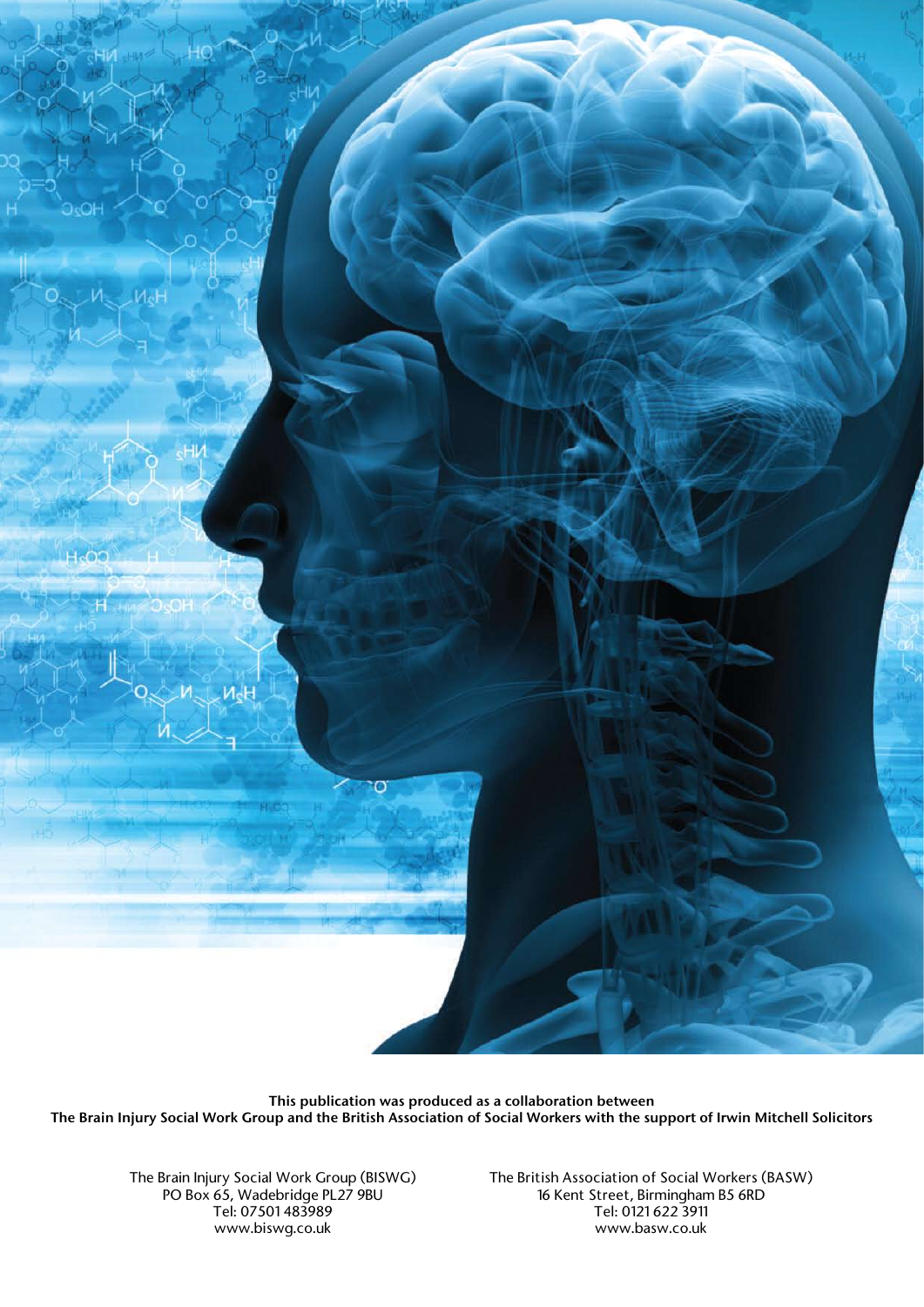**This publication was produced as a collaboration between**
**The Brain Injury Social Work Group and the British Association of Social Workers with the support of Irwin Mitchell Solicitors**

The Brain Injury Social Work Group (BISWG)
PO Box 65, Wadebridge PL27 9BU
Tel: 07501 483989
www.biswg.co.uk

The British Association of Social Workers (BASW)
16 Kent Street, Birmingham B5 6RD
Tel: 0121 622 3911
www.basw.co.uk